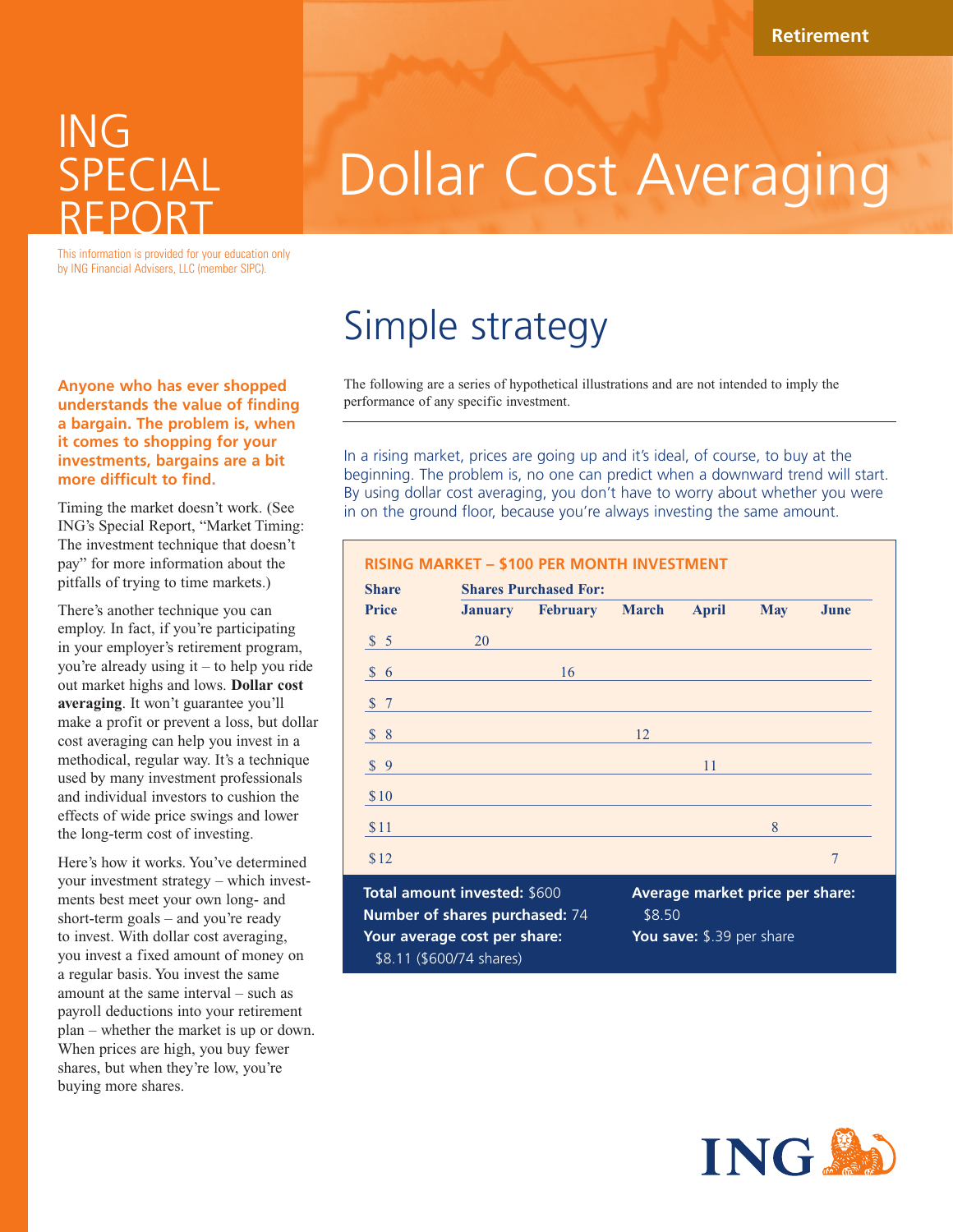Retirement

# ING SPECIAL REPORT

# Dollar Cost Averaging

This information is provided for your education only by ING Financial Advisers, LLC (member SIPC).

## Simple strategy

**Anyone who has ever shopped understands the value of finding a bargain. The problem is, when it comes to shopping for your investments, bargains are a bit more difficult to find.**

Timing the market doesn't work. (See ING's Special Report, "Market Timing: The investment technique that doesn't pay" for more information about the pitfalls of trying to time markets.)

There's another technique you can employ. In fact, if you're participating in your employer's retirement program, you're already using it – to help you ride out market highs and lows. **Dollar cost averaging**. It won't guarantee you'll make a profit or prevent a loss, but dollar cost averaging can help you invest in a methodical, regular way. It's a technique used by many investment professionals and individual investors to cushion the effects of wide price swings and lower the long-term cost of investing.

Here's how it works. You've determined your investment strategy – which investments best meet your own long- and short-term goals – and you're ready to invest. With dollar cost averaging, you invest a fixed amount of money on a regular basis. You invest the same amount at the same interval – such as payroll deductions into your retirement plan – whether the market is up or down. When prices are high, you buy fewer shares, but when they're low, you're buying more shares.

The following are a series of hypothetical illustrations and are not intended to imply the performance of any specific investment.

In a rising market, prices are going up and it's ideal, of course, to buy at the beginning. The problem is, no one can predict when a downward trend will start. By using dollar cost averaging, you don't have to worry about whether you were in on the ground floor, because you're always investing the same amount.

**RISING MARKET – $100 PER MONTH INVESTMENT**

| Share Price | Shares Purchased For: January | February | March | April | May | June |
|---|---|---|---|---|---|---|
| $ 5 | 20 | | | | | |
| $ 6 | | 16 | | | | |
| $ 7 | | | | | | |
| $ 8 | | | 12 | | | |
| $ 9 | | | | 11 | | |
| $10 | | | | | | |
| $11 | | | | | 8 | |
| $12 | | | | | | 7 |

**Total amount invested:** $600
**Number of shares purchased:** 74
**Your average cost per share:** $8.11 ($600/74 shares)
**Average market price per share:** $8.50
**You save:** $.39 per share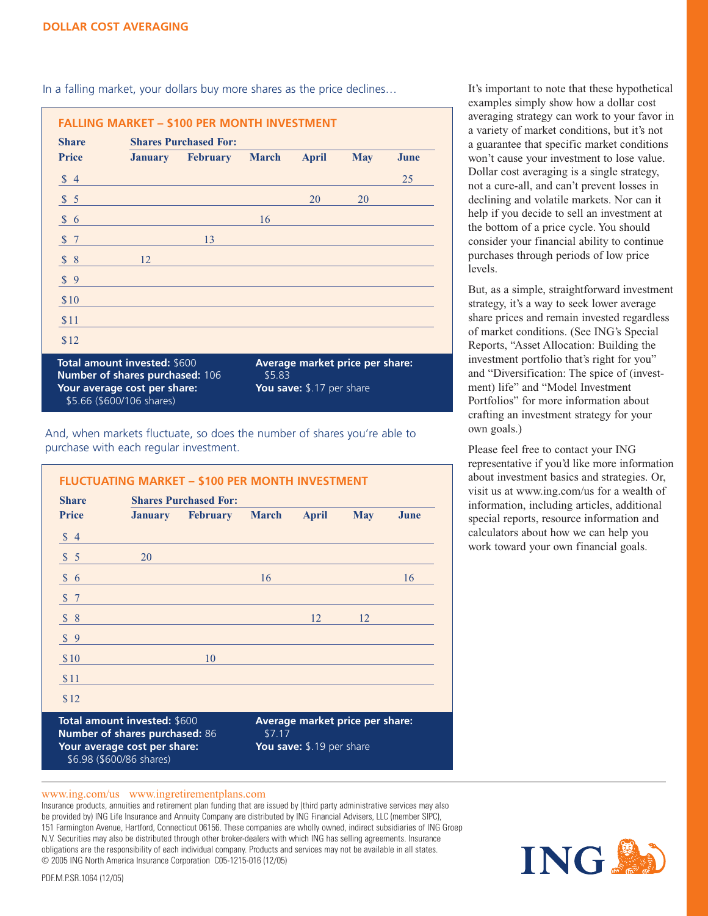## DOLLAR COST AVERAGING

In a falling market, your dollars buy more shares as the price declines…

### FALLING MARKET – $100 PER MONTH INVESTMENT

| Share Price | Shares Purchased For: January | February | March | April | May | June |
|---|---|---|---|---|---|---|
| $ 4 | | | | | | 25 |
| $ 5 | | | | 20 | 20 | |
| $ 6 | | | 16 | | | |
| $ 7 | | 13 | | | | |
| $ 8 | 12 | | | | | |
| $ 9 | | | | | | |
| $10 | | | | | | |
| $11 | | | | | | |
| $12 | | | | | | |

**Total amount invested:** $600
**Number of shares purchased:** 106
**Your average cost per share:** $5.66 ($600/106 shares)
**Average market price per share:** $5.83
**You save:** $.17 per share

And, when markets fluctuate, so does the number of shares you're able to purchase with each regular investment.

### FLUCTUATING MARKET – $100 PER MONTH INVESTMENT

| Share Price | Shares Purchased For: January | February | March | April | May | June |
|---|---|---|---|---|---|---|
| $ 4 | | | | | | |
| $ 5 | 20 | | | | | |
| $ 6 | | | 16 | | | 16 |
| $ 7 | | | | | | |
| $ 8 | | | | 12 | 12 | |
| $ 9 | | | | | | |
| $10 | | 10 | | | | |
| $11 | | | | | | |
| $12 | | | | | | |

**Total amount invested:** $600
**Number of shares purchased:** 86
**Your average cost per share:** $6.98 ($600/86 shares)
**Average market price per share:** $7.17
**You save:** $.19 per share

It's important to note that these hypothetical examples simply show how a dollar cost averaging strategy can work to your favor in a variety of market conditions, but it's not a guarantee that specific market conditions won't cause your investment to lose value. Dollar cost averaging is a single strategy, not a cure-all, and can't prevent losses in declining and volatile markets. Nor can it help if you decide to sell an investment at the bottom of a price cycle. You should consider your financial ability to continue purchases through periods of low price levels.

But, as a simple, straightforward investment strategy, it's a way to seek lower average share prices and remain invested regardless of market conditions. (See ING's Special Reports, "Asset Allocation: Building the investment portfolio that's right for you" and "Diversification: The spice of (investment) life" and "Model Investment Portfolios" for more information about crafting an investment strategy for your own goals.)

Please feel free to contact your ING representative if you'd like more information about investment basics and strategies. Or, visit us at www.ing.com/us for a wealth of information, including articles, additional special reports, resource information and calculators about how we can help you work toward your own financial goals.

www.ing.com/us www.ingretirementplans.com

Insurance products, annuities and retirement plan funding that are issued by (third party administrative services may also be provided by) ING Life Insurance and Annuity Company are distributed by ING Financial Advisers, LLC (member SIPC), 151 Farmington Avenue, Hartford, Connecticut 06156. These companies are wholly owned, indirect subsidiaries of ING Groep N.V. Securities may also be distributed through other broker-dealers with which ING has selling agreements. Insurance obligations are the responsibility of each individual company. Products and services may not be available in all states. © 2005 ING North America Insurance Corporation C05-1215-016 (12/05)

ING

PDF.M.P.SR.1064 (12/05)